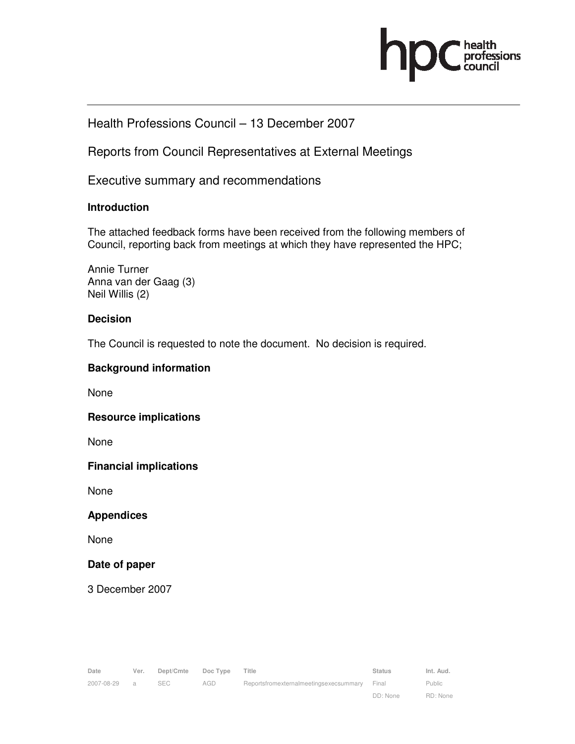Health Professions Council – 13 December 2007

Reports from Council Representatives at External Meetings

Executive summary and recommendations

**Introduction**

The attached feedback forms have been received from the following members of Council, reporting back from meetings at which they have represented the HPC;

Annie Turner
Anna van der Gaag (3)
Neil Willis (2)

**Decision**

The Council is requested to note the document. No decision is required.

**Background information**

None

**Resource implications**

None

**Financial implications**

None

**Appendices**

None

**Date of paper**

3 December 2007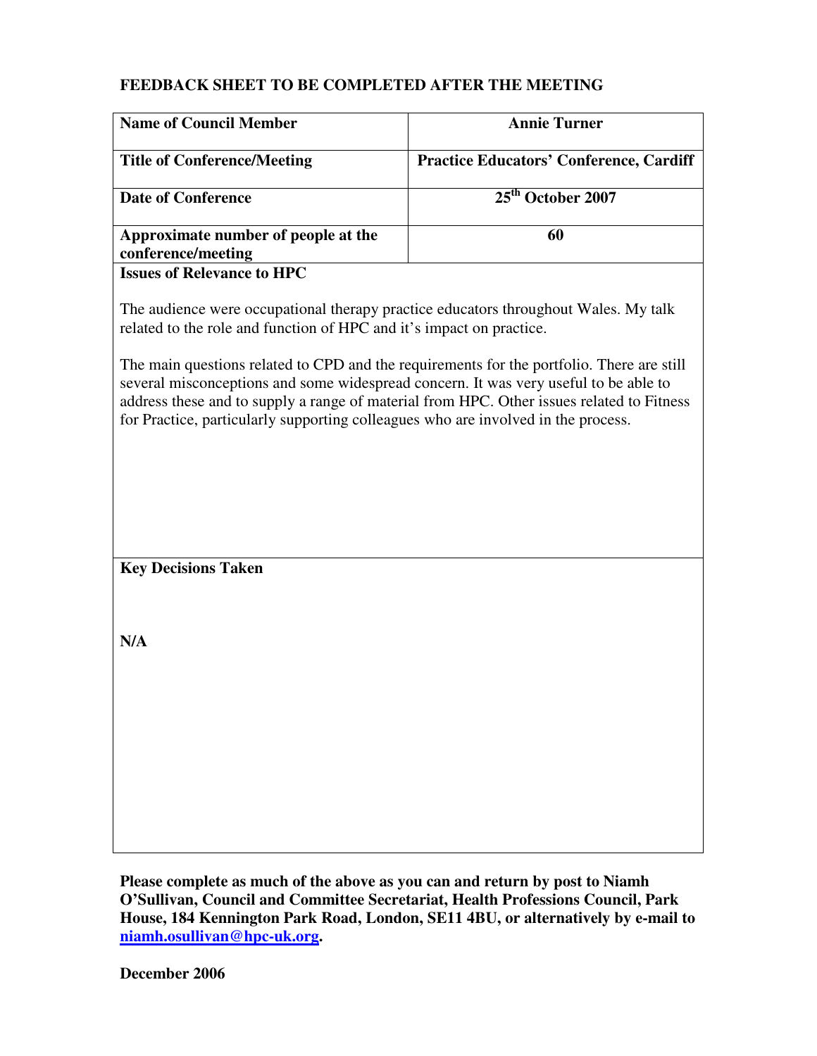**FEEDBACK SHEET TO BE COMPLETED AFTER THE MEETING**

| **Name of Council Member** | **Annie Turner** |
|---|---|
| **Title of Conference/Meeting** | **Practice Educators' Conference, Cardiff** |
| **Date of Conference** | **25th October 2007** |
| **Approximate number of people at the conference/meeting** | **60** |

**Issues of Relevance to HPC**

The audience were occupational therapy practice educators throughout Wales. My talk related to the role and function of HPC and it's impact on practice.

The main questions related to CPD and the requirements for the portfolio. There are still several misconceptions and some widespread concern. It was very useful to be able to address these and to supply a range of material from HPC. Other issues related to Fitness for Practice, particularly supporting colleagues who are involved in the process.

**Key Decisions Taken**

**N/A**

**Please complete as much of the above as you can and return by post to Niamh O'Sullivan, Council and Committee Secretariat, Health Professions Council, Park House, 184 Kennington Park Road, London, SE11 4BU, or alternatively by e-mail to [niamh.osullivan@hpc-uk.org](mailto:niamh.osullivan@hpc-uk.org).**

**December 2006**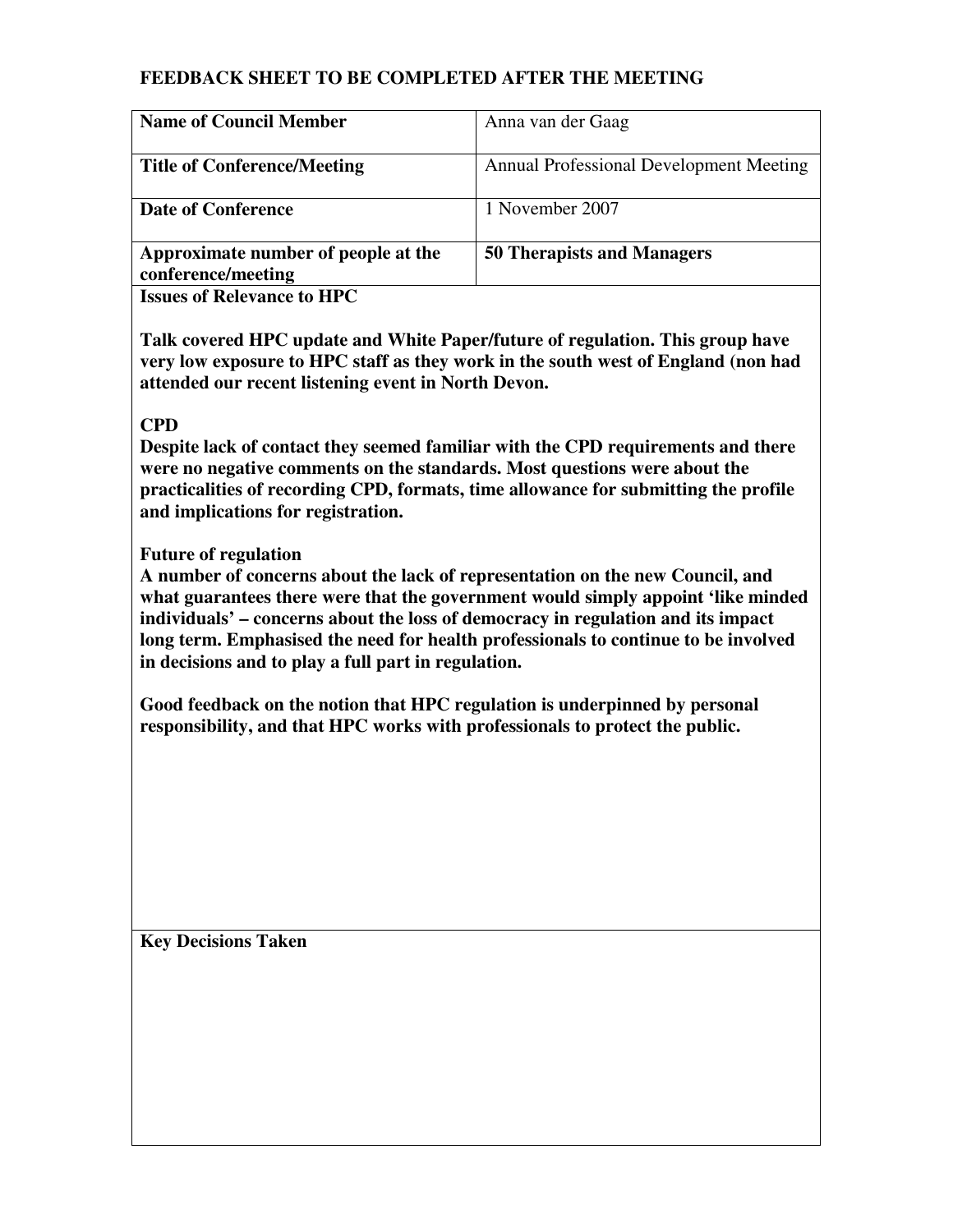**FEEDBACK SHEET TO BE COMPLETED AFTER THE MEETING**

| **Name of Council Member** | Anna van der Gaag |
|---|---|
| **Title of Conference/Meeting** | Annual Professional Development Meeting |
| **Date of Conference** | 1 November 2007 |
| **Approximate number of people at the conference/meeting** | **50 Therapists and Managers** |

**Issues of Relevance to HPC**

**Talk covered HPC update and White Paper/future of regulation. This group have very low exposure to HPC staff as they work in the south west of England (non had attended our recent listening event in North Devon.**

**CPD**

**Despite lack of contact they seemed familiar with the CPD requirements and there were no negative comments on the standards. Most questions were about the practicalities of recording CPD, formats, time allowance for submitting the profile and implications for registration.**

**Future of regulation**

**A number of concerns about the lack of representation on the new Council, and what guarantees there were that the government would simply appoint 'like minded individuals' – concerns about the loss of democracy in regulation and its impact long term. Emphasised the need for health professionals to continue to be involved in decisions and to play a full part in regulation.**

**Good feedback on the notion that HPC regulation is underpinned by personal responsibility, and that HPC works with professionals to protect the public.**

**Key Decisions Taken**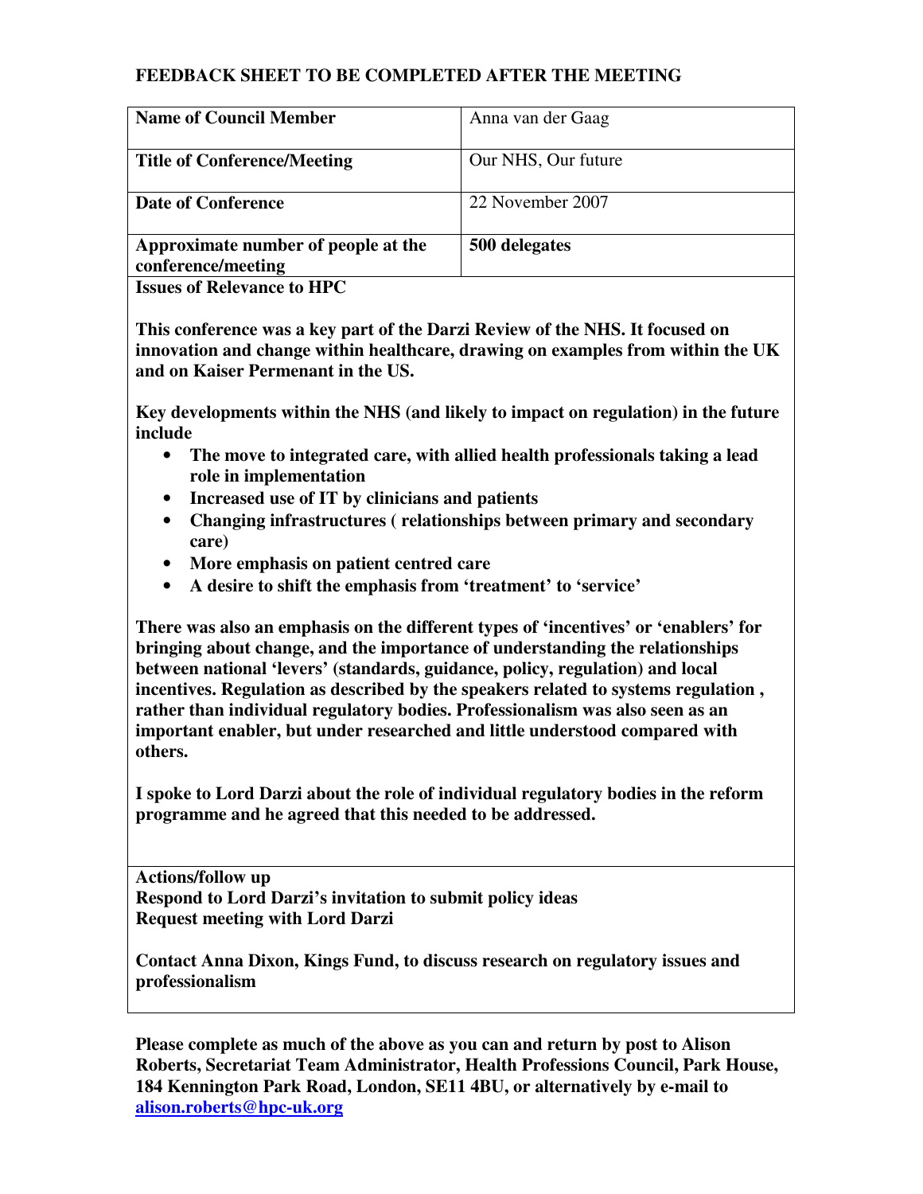**FEEDBACK SHEET TO BE COMPLETED AFTER THE MEETING**

| **Name of Council Member** | Anna van der Gaag |
|---|---|
| **Title of Conference/Meeting** | Our NHS, Our future |
| **Date of Conference** | 22 November 2007 |
| **Approximate number of people at the conference/meeting** | **500 delegates** |

**Issues of Relevance to HPC**

**This conference was a key part of the Darzi Review of the NHS. It focused on innovation and change within healthcare, drawing on examples from within the UK and on Kaiser Permenant in the US.**

**Key developments within the NHS (and likely to impact on regulation) in the future include**

- **The move to integrated care, with allied health professionals taking a lead role in implementation**
- **Increased use of IT by clinicians and patients**
- **Changing infrastructures ( relationships between primary and secondary care)**
- **More emphasis on patient centred care**
- **A desire to shift the emphasis from 'treatment' to 'service'**

**There was also an emphasis on the different types of 'incentives' or 'enablers' for bringing about change, and the importance of understanding the relationships between national 'levers' (standards, guidance, policy, regulation) and local incentives. Regulation as described by the speakers related to systems regulation , rather than individual regulatory bodies. Professionalism was also seen as an important enabler, but under researched and little understood compared with others.**

**I spoke to Lord Darzi about the role of individual regulatory bodies in the reform programme and he agreed that this needed to be addressed.**

**Actions/follow up**

**Respond to Lord Darzi's invitation to submit policy ideas**

**Request meeting with Lord Darzi**

**Contact Anna Dixon, Kings Fund, to discuss research on regulatory issues and professionalism**

**Please complete as much of the above as you can and return by post to Alison Roberts, Secretariat Team Administrator, Health Professions Council, Park House, 184 Kennington Park Road, London, SE11 4BU, or alternatively by e-mail to [alison.roberts@hpc-uk.org](mailto:alison.roberts@hpc-uk.org)**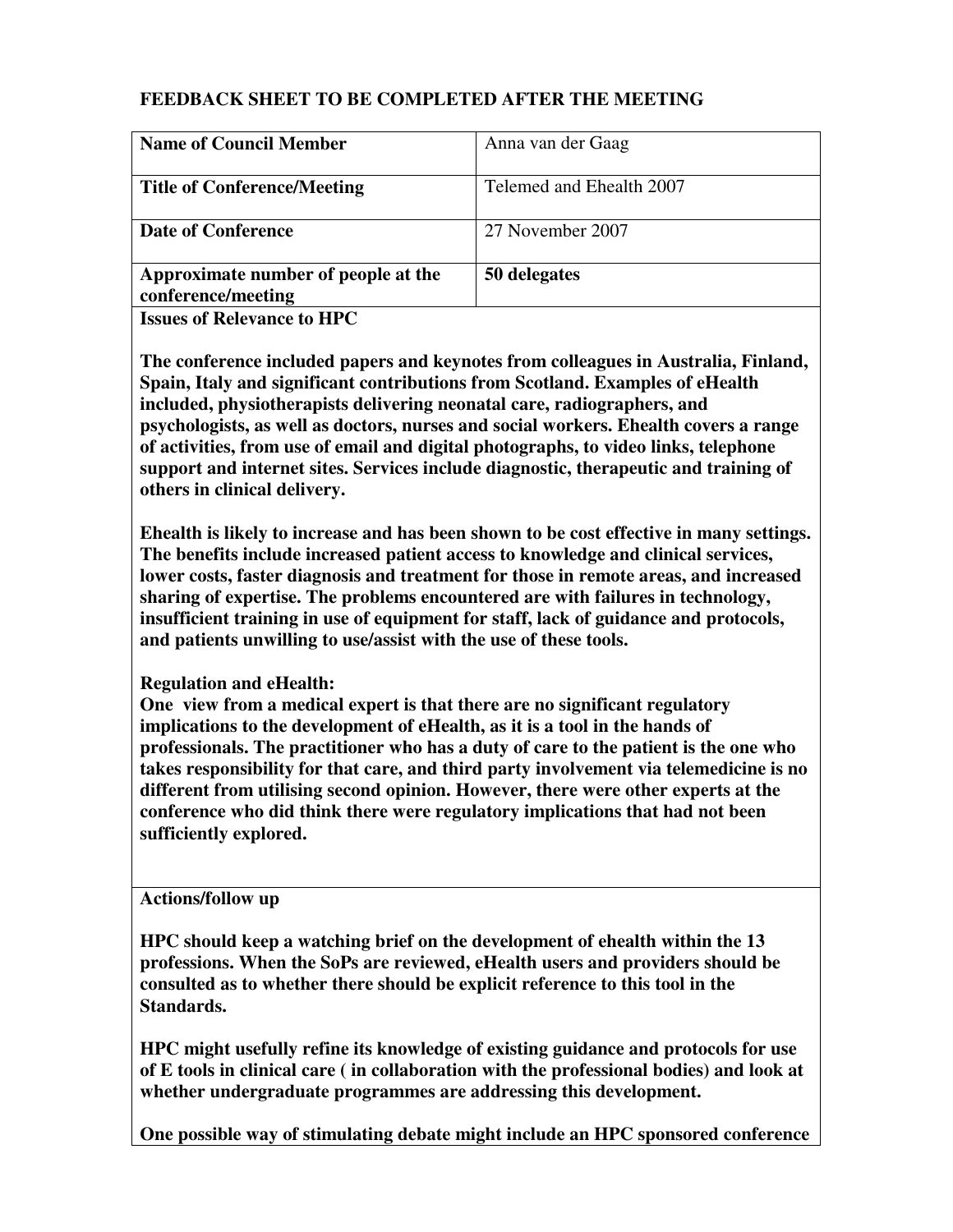**FEEDBACK SHEET TO BE COMPLETED AFTER THE MEETING**

| **Name of Council Member** | Anna van der Gaag |
|---|---|
| **Title of Conference/Meeting** | Telemed and Ehealth 2007 |
| **Date of Conference** | 27 November 2007 |
| **Approximate number of people at the conference/meeting** | **50 delegates** |

**Issues of Relevance to HPC**

**The conference included papers and keynotes from colleagues in Australia, Finland, Spain, Italy and significant contributions from Scotland. Examples of eHealth included, physiotherapists delivering neonatal care, radiographers, and psychologists, as well as doctors, nurses and social workers. Ehealth covers a range of activities, from use of email and digital photographs, to video links, telephone support and internet sites. Services include diagnostic, therapeutic and training of others in clinical delivery.**

**Ehealth is likely to increase and has been shown to be cost effective in many settings. The benefits include increased patient access to knowledge and clinical services, lower costs, faster diagnosis and treatment for those in remote areas, and increased sharing of expertise. The problems encountered are with failures in technology, insufficient training in use of equipment for staff, lack of guidance and protocols, and patients unwilling to use/assist with the use of these tools.**

**Regulation and eHealth:**
**One view from a medical expert is that there are no significant regulatory implications to the development of eHealth, as it is a tool in the hands of professionals. The practitioner who has a duty of care to the patient is the one who takes responsibility for that care, and third party involvement via telemedicine is no different from utilising second opinion. However, there were other experts at the conference who did think there were regulatory implications that had not been sufficiently explored.**

**Actions/follow up**

**HPC should keep a watching brief on the development of ehealth within the 13 professions. When the SoPs are reviewed, eHealth users and providers should be consulted as to whether there should be explicit reference to this tool in the Standards.**

**HPC might usefully refine its knowledge of existing guidance and protocols for use of E tools in clinical care ( in collaboration with the professional bodies) and look at whether undergraduate programmes are addressing this development.**

**One possible way of stimulating debate might include an HPC sponsored conference**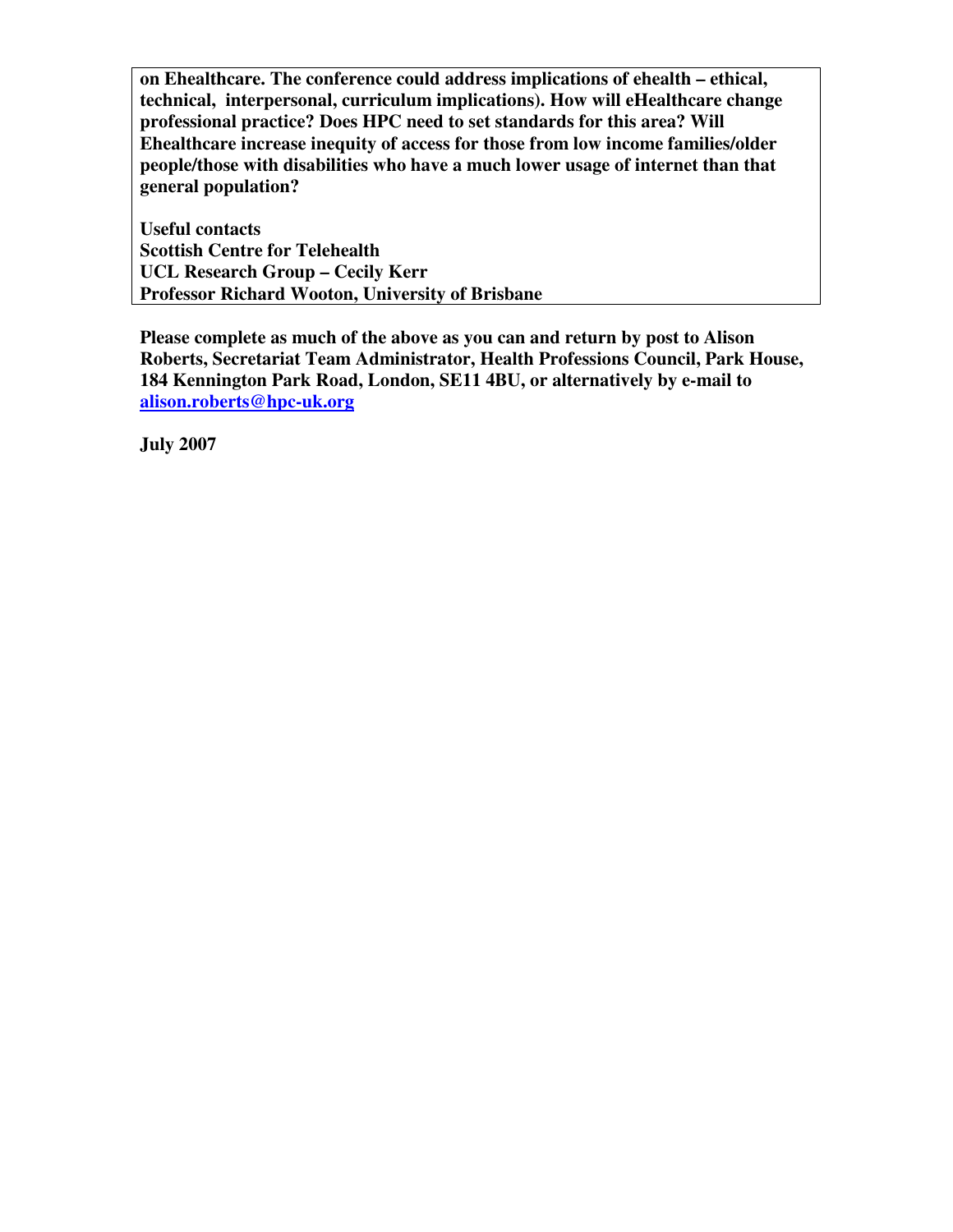**on Ehealthcare. The conference could address implications of ehealth – ethical, technical, interpersonal, curriculum implications). How will eHealthcare change professional practice? Does HPC need to set standards for this area? Will Ehealthcare increase inequity of access for those from low income families/older people/those with disabilities who have a much lower usage of internet than that general population?**

**Useful contacts**
**Scottish Centre for Telehealth**
**UCL Research Group – Cecily Kerr**
**Professor Richard Wooton, University of Brisbane**

**Please complete as much of the above as you can and return by post to Alison Roberts, Secretariat Team Administrator, Health Professions Council, Park House, 184 Kennington Park Road, London, SE11 4BU, or alternatively by e-mail to [alison.roberts@hpc-uk.org](mailto:alison.roberts@hpc-uk.org)**

**July 2007**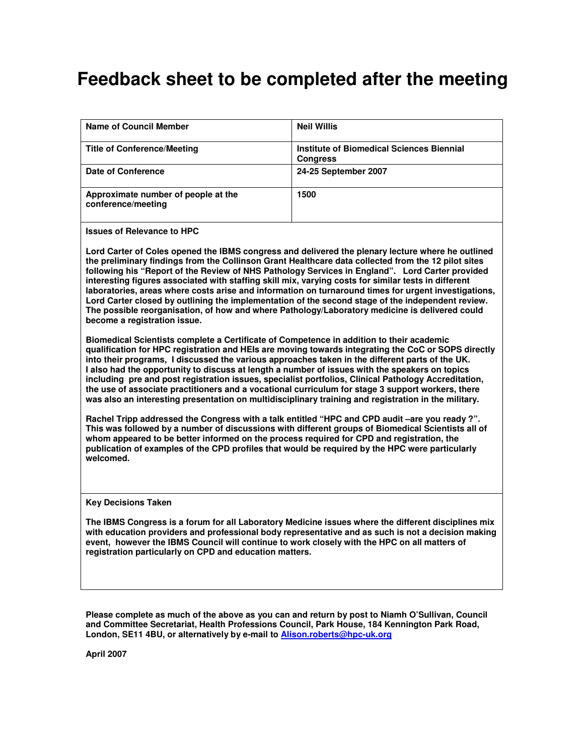# Feedback sheet to be completed after the meeting

| **Name of Council Member** | **Neil Willis** |
|---|---|
| **Title of Conference/Meeting** | **Institute of Biomedical Sciences Biennial Congress** |
| **Date of Conference** | **24-25 September 2007** |
| **Approximate number of people at the conference/meeting** | **1500** |

**Issues of Relevance to HPC**

**Lord Carter of Coles opened the IBMS congress and delivered the plenary lecture where he outlined the preliminary findings from the Collinson Grant Healthcare data collected from the 12 pilot sites following his "Report of the Review of NHS Pathology Services in England". Lord Carter provided interesting figures associated with staffing skill mix, varying costs for similar tests in different laboratories, areas where costs arise and information on turnaround times for urgent investigations, Lord Carter closed by outlining the implementation of the second stage of the independent review. The possible reorganisation, of how and where Pathology/Laboratory medicine is delivered could become a registration issue.**

**Biomedical Scientists complete a Certificate of Competence in addition to their academic qualification for HPC registration and HEIs are moving towards integrating the CoC or SOPS directly into their programs, I discussed the various approaches taken in the different parts of the UK. I also had the opportunity to discuss at length a number of issues with the speakers on topics including pre and post registration issues, specialist portfolios, Clinical Pathology Accreditation, the use of associate practitioners and a vocational curriculum for stage 3 support workers, there was also an interesting presentation on multidisciplinary training and registration in the military.**

**Rachel Tripp addressed the Congress with a talk entitled "HPC and CPD audit –are you ready ?". This was followed by a number of discussions with different groups of Biomedical Scientists all of whom appeared to be better informed on the process required for CPD and registration, the publication of examples of the CPD profiles that would be required by the HPC were particularly welcomed.**

**Key Decisions Taken**

**The IBMS Congress is a forum for all Laboratory Medicine issues where the different disciplines mix with education providers and professional body representative and as such is not a decision making event, however the IBMS Council will continue to work closely with the HPC on all matters of registration particularly on CPD and education matters.**

**Please complete as much of the above as you can and return by post to Niamh O'Sullivan, Council and Committee Secretariat, Health Professions Council, Park House, 184 Kennington Park Road, London, SE11 4BU, or alternatively by e-mail to [Alison.roberts@hpc-uk.org](mailto:Alison.roberts@hpc-uk.org)**

**April 2007**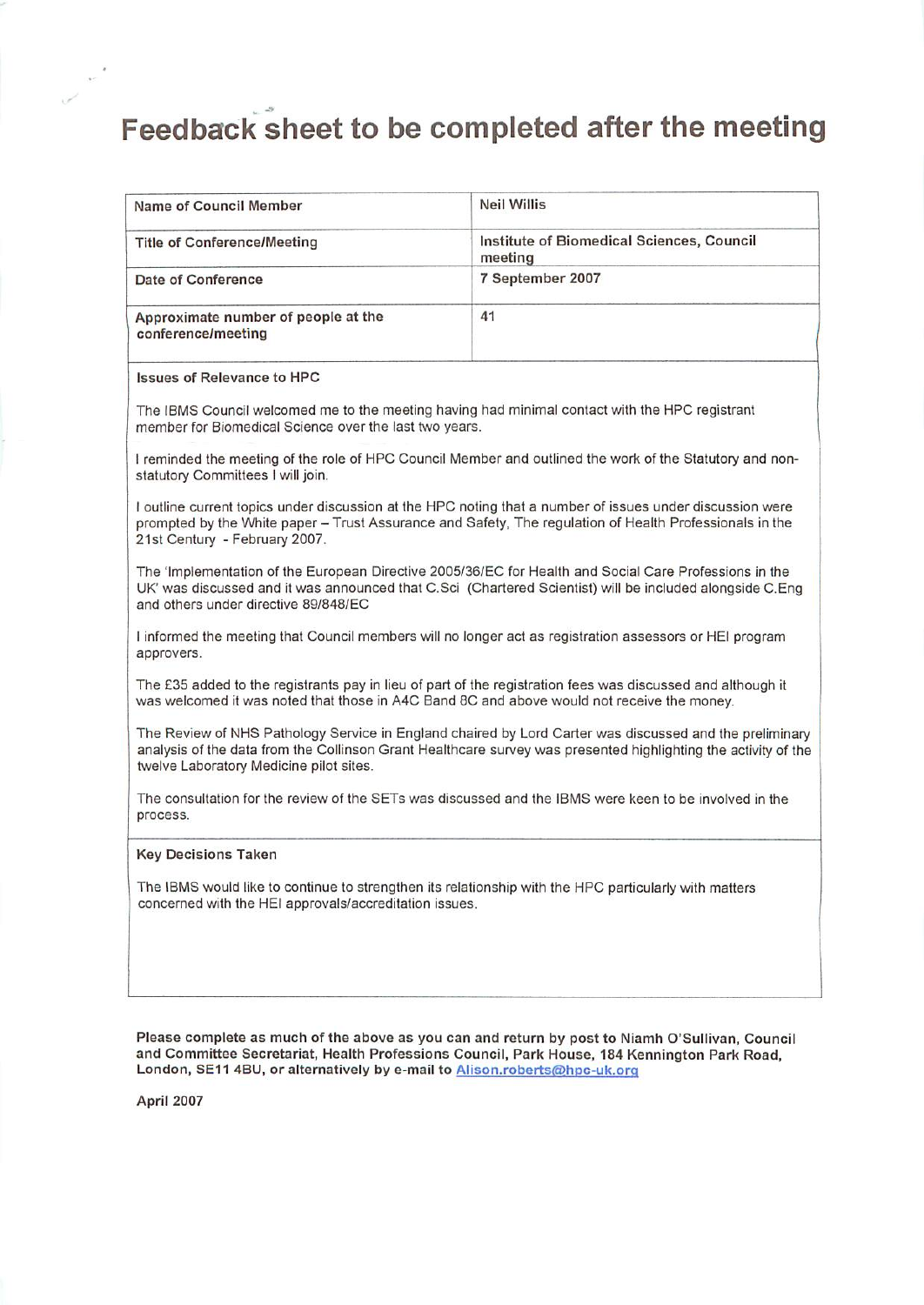# Feedback sheet to be completed after the meeting

| | |
|---|---|
| Name of Council Member | Neil Willis |
| Title of Conference/Meeting | Institute of Biomedical Sciences, Council meeting |
| Date of Conference | 7 September 2007 |
| Approximate number of people at the conference/meeting | 41 |

**Issues of Relevance to HPC**

The IBMS Council welcomed me to the meeting having had minimal contact with the HPC registrant member for Biomedical Science over the last two years.

I reminded the meeting of the role of HPC Council Member and outlined the work of the Statutory and non-statutory Committees I will join.

I outline current topics under discussion at the HPC noting that a number of issues under discussion were prompted by the White paper – Trust Assurance and Safety, The regulation of Health Professionals in the 21st Century - February 2007.

The 'Implementation of the European Directive 2005/36/EC for Health and Social Care Professions in the UK' was discussed and it was announced that C.Sci (Chartered Scientist) will be included alongside C.Eng and others under directive 89/848/EC

I informed the meeting that Council members will no longer act as registration assessors or HEI program approvers.

The £35 added to the registrants pay in lieu of part of the registration fees was discussed and although it was welcomed it was noted that those in A4C Band 8C and above would not receive the money.

The Review of NHS Pathology Service in England chaired by Lord Carter was discussed and the preliminary analysis of the data from the Collinson Grant Healthcare survey was presented highlighting the activity of the twelve Laboratory Medicine pilot sites.

The consultation for the review of the SETs was discussed and the IBMS were keen to be involved in the process.

**Key Decisions Taken**

The IBMS would like to continue to strengthen its relationship with the HPC particularly with matters concerned with the HEI approvals/accreditation issues.

**Please complete as much of the above as you can and return by post to Niamh O'Sullivan, Council and Committee Secretariat, Health Professions Council, Park House, 184 Kennington Park Road, London, SE11 4BU, or alternatively by e-mail to Alison.roberts@hpc-uk.org**

**April 2007**